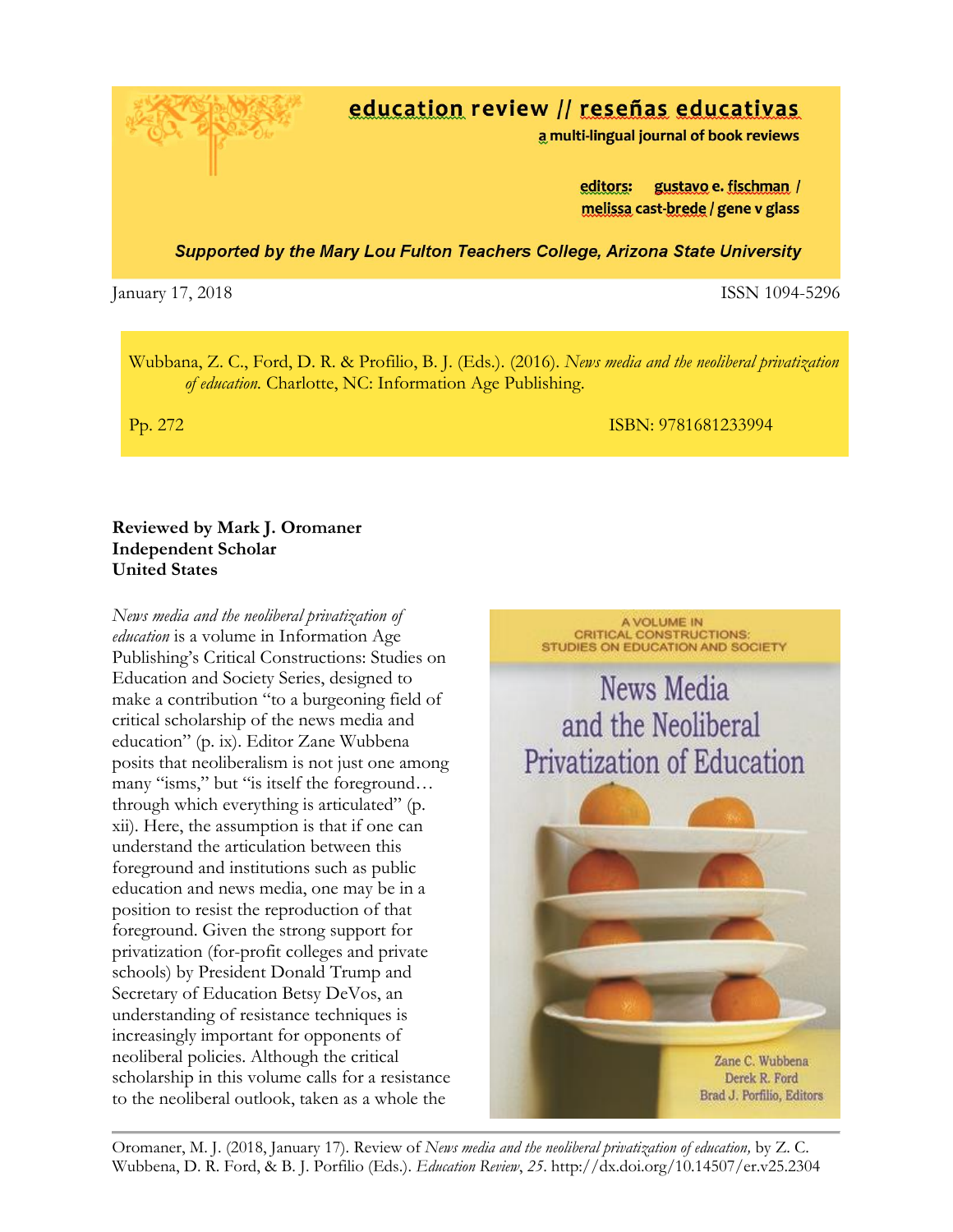**education review // reseñas educativas**
**a multi-lingual journal of book reviews**

**editors: gustavo e. fischman / melissa cast-brede / gene v glass**

***Supported by the Mary Lou Fulton Teachers College, Arizona State University***

January 17, 2018 ISSN 1094-5296

Wubbana, Z. C., Ford, D. R. & Profilio, B. J. (Eds.). (2016). *News media and the neoliberal privatization of education.* Charlotte, NC: Information Age Publishing.

Pp. 272 ISBN: 9781681233994

**Reviewed by Mark J. Oromaner**
**Independent Scholar**
**United States**

*News media and the neoliberal privatization of education* is a volume in Information Age Publishing's Critical Constructions: Studies on Education and Society Series, designed to make a contribution "to a burgeoning field of critical scholarship of the news media and education" (p. ix). Editor Zane Wubbena posits that neoliberalism is not just one among many "isms," but "is itself the foreground… through which everything is articulated" (p. xii). Here, the assumption is that if one can understand the articulation between this foreground and institutions such as public education and news media, one may be in a position to resist the reproduction of that foreground. Given the strong support for privatization (for-profit colleges and private schools) by President Donald Trump and Secretary of Education Betsy DeVos, an understanding of resistance techniques is increasingly important for opponents of neoliberal policies. Although the critical scholarship in this volume calls for a resistance to the neoliberal outlook, taken as a whole the

Oromaner, M. J. (2018, January 17). Review of *News media and the neoliberal privatization of education,* by Z. C. Wubbena, D. R. Ford, & B. J. Porfilio (Eds.). *Education Review*, *25*. http://dx.doi.org/10.14507/er.v25.2304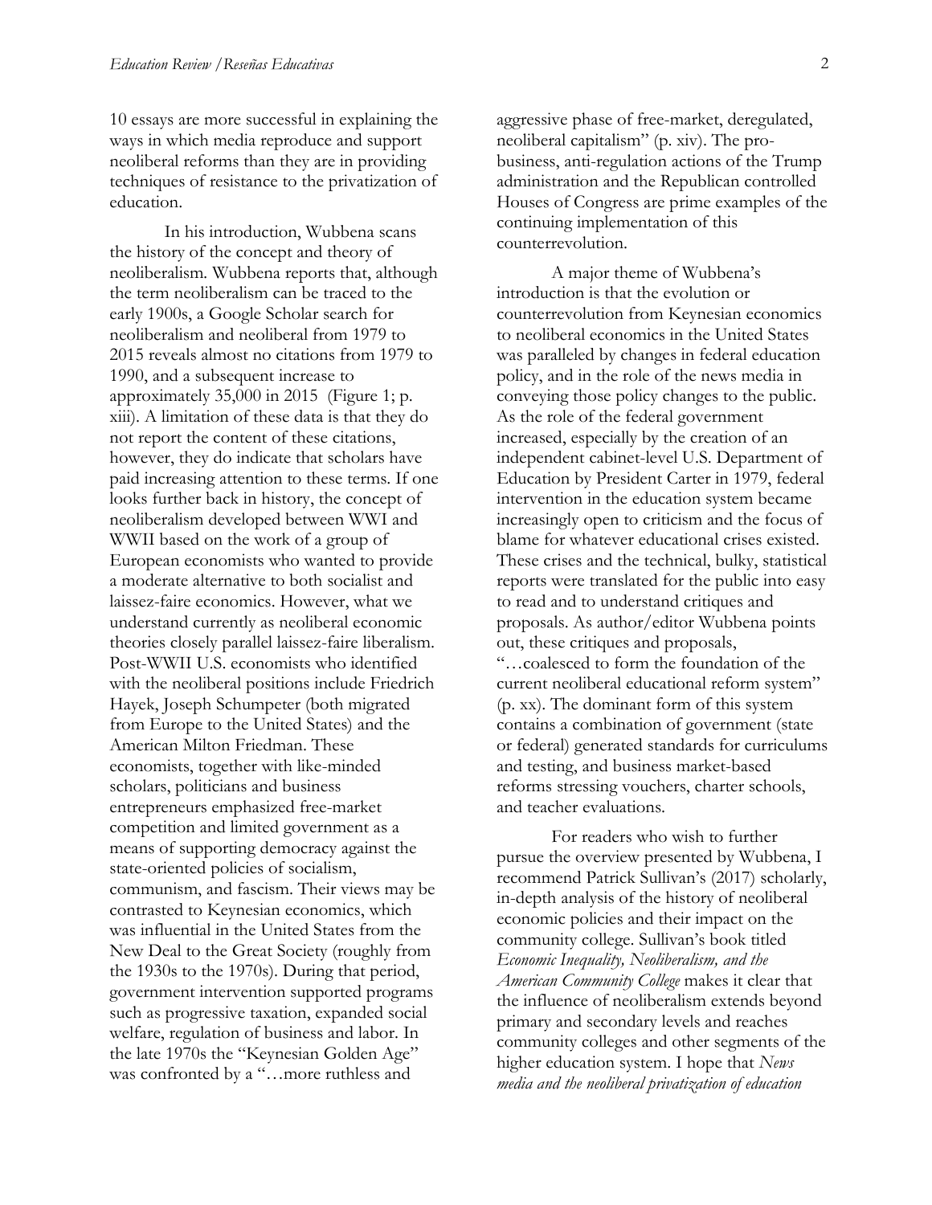10 essays are more successful in explaining the ways in which media reproduce and support neoliberal reforms than they are in providing techniques of resistance to the privatization of education.

In his introduction, Wubbena scans the history of the concept and theory of neoliberalism. Wubbena reports that, although the term neoliberalism can be traced to the early 1900s, a Google Scholar search for neoliberalism and neoliberal from 1979 to 2015 reveals almost no citations from 1979 to 1990, and a subsequent increase to approximately 35,000 in 2015 (Figure 1; p. xiii). A limitation of these data is that they do not report the content of these citations, however, they do indicate that scholars have paid increasing attention to these terms. If one looks further back in history, the concept of neoliberalism developed between WWI and WWII based on the work of a group of European economists who wanted to provide a moderate alternative to both socialist and laissez-faire economics. However, what we understand currently as neoliberal economic theories closely parallel laissez-faire liberalism. Post-WWII U.S. economists who identified with the neoliberal positions include Friedrich Hayek, Joseph Schumpeter (both migrated from Europe to the United States) and the American Milton Friedman. These economists, together with like-minded scholars, politicians and business entrepreneurs emphasized free-market competition and limited government as a means of supporting democracy against the state-oriented policies of socialism, communism, and fascism. Their views may be contrasted to Keynesian economics, which was influential in the United States from the New Deal to the Great Society (roughly from the 1930s to the 1970s). During that period, government intervention supported programs such as progressive taxation, expanded social welfare, regulation of business and labor. In the late 1970s the "Keynesian Golden Age" was confronted by a "…more ruthless and aggressive phase of free-market, deregulated, neoliberal capitalism" (p. xiv). The pro-business, anti-regulation actions of the Trump administration and the Republican controlled Houses of Congress are prime examples of the continuing implementation of this counterrevolution.

A major theme of Wubbena's introduction is that the evolution or counterrevolution from Keynesian economics to neoliberal economics in the United States was paralleled by changes in federal education policy, and in the role of the news media in conveying those policy changes to the public. As the role of the federal government increased, especially by the creation of an independent cabinet-level U.S. Department of Education by President Carter in 1979, federal intervention in the education system became increasingly open to criticism and the focus of blame for whatever educational crises existed. These crises and the technical, bulky, statistical reports were translated for the public into easy to read and to understand critiques and proposals. As author/editor Wubbena points out, these critiques and proposals, "…coalesced to form the foundation of the current neoliberal educational reform system" (p. xx). The dominant form of this system contains a combination of government (state or federal) generated standards for curriculums and testing, and business market-based reforms stressing vouchers, charter schools, and teacher evaluations.

For readers who wish to further pursue the overview presented by Wubbena, I recommend Patrick Sullivan's (2017) scholarly, in-depth analysis of the history of neoliberal economic policies and their impact on the community college. Sullivan's book titled *Economic Inequality, Neoliberalism, and the American Community College* makes it clear that the influence of neoliberalism extends beyond primary and secondary levels and reaches community colleges and other segments of the higher education system. I hope that *News media and the neoliberal privatization of education*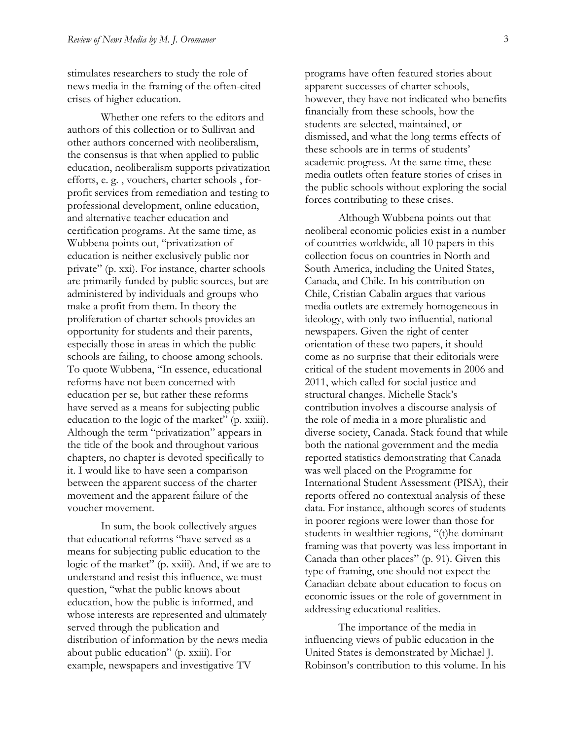stimulates researchers to study the role of news media in the framing of the often-cited crises of higher education.

Whether one refers to the editors and authors of this collection or to Sullivan and other authors concerned with neoliberalism, the consensus is that when applied to public education, neoliberalism supports privatization efforts, e. g. , vouchers, charter schools , for-profit services from remediation and testing to professional development, online education, and alternative teacher education and certification programs. At the same time, as Wubbena points out, "privatization of education is neither exclusively public nor private" (p. xxi). For instance, charter schools are primarily funded by public sources, but are administered by individuals and groups who make a profit from them. In theory the proliferation of charter schools provides an opportunity for students and their parents, especially those in areas in which the public schools are failing, to choose among schools. To quote Wubbena, "In essence, educational reforms have not been concerned with education per se, but rather these reforms have served as a means for subjecting public education to the logic of the market" (p. xxiii). Although the term "privatization" appears in the title of the book and throughout various chapters, no chapter is devoted specifically to it. I would like to have seen a comparison between the apparent success of the charter movement and the apparent failure of the voucher movement.

In sum, the book collectively argues that educational reforms "have served as a means for subjecting public education to the logic of the market" (p. xxiii). And, if we are to understand and resist this influence, we must question, "what the public knows about education, how the public is informed, and whose interests are represented and ultimately served through the publication and distribution of information by the news media about public education" (p. xxiii). For example, newspapers and investigative TV programs have often featured stories about apparent successes of charter schools, however, they have not indicated who benefits financially from these schools, how the students are selected, maintained, or dismissed, and what the long terms effects of these schools are in terms of students' academic progress. At the same time, these media outlets often feature stories of crises in the public schools without exploring the social forces contributing to these crises.

Although Wubbena points out that neoliberal economic policies exist in a number of countries worldwide, all 10 papers in this collection focus on countries in North and South America, including the United States, Canada, and Chile. In his contribution on Chile, Cristian Cabalin argues that various media outlets are extremely homogeneous in ideology, with only two influential, national newspapers. Given the right of center orientation of these two papers, it should come as no surprise that their editorials were critical of the student movements in 2006 and 2011, which called for social justice and structural changes. Michelle Stack's contribution involves a discourse analysis of the role of media in a more pluralistic and diverse society, Canada. Stack found that while both the national government and the media reported statistics demonstrating that Canada was well placed on the Programme for International Student Assessment (PISA), their reports offered no contextual analysis of these data. For instance, although scores of students in poorer regions were lower than those for students in wealthier regions, "(t)he dominant framing was that poverty was less important in Canada than other places" (p. 91). Given this type of framing, one should not expect the Canadian debate about education to focus on economic issues or the role of government in addressing educational realities.

The importance of the media in influencing views of public education in the United States is demonstrated by Michael J. Robinson's contribution to this volume. In his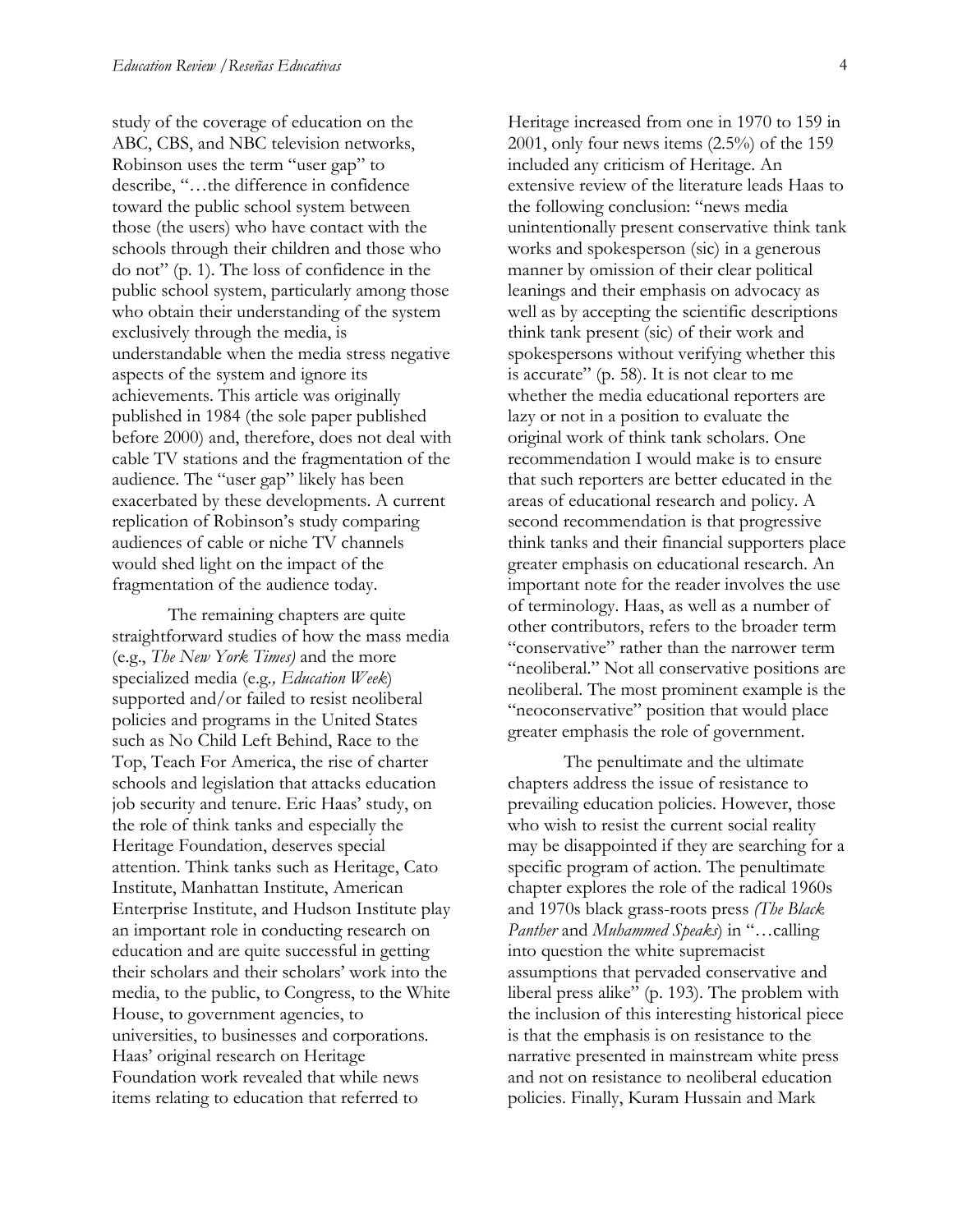study of the coverage of education on the ABC, CBS, and NBC television networks, Robinson uses the term "user gap" to describe, "…the difference in confidence toward the public school system between those (the users) who have contact with the schools through their children and those who do not" (p. 1). The loss of confidence in the public school system, particularly among those who obtain their understanding of the system exclusively through the media, is understandable when the media stress negative aspects of the system and ignore its achievements. This article was originally published in 1984 (the sole paper published before 2000) and, therefore, does not deal with cable TV stations and the fragmentation of the audience. The "user gap" likely has been exacerbated by these developments. A current replication of Robinson's study comparing audiences of cable or niche TV channels would shed light on the impact of the fragmentation of the audience today.

The remaining chapters are quite straightforward studies of how the mass media (e.g., *The New York Times)* and the more specialized media (e.g*., Education Week*) supported and/or failed to resist neoliberal policies and programs in the United States such as No Child Left Behind, Race to the Top, Teach For America, the rise of charter schools and legislation that attacks education job security and tenure. Eric Haas' study, on the role of think tanks and especially the Heritage Foundation, deserves special attention. Think tanks such as Heritage, Cato Institute, Manhattan Institute, American Enterprise Institute, and Hudson Institute play an important role in conducting research on education and are quite successful in getting their scholars and their scholars' work into the media, to the public, to Congress, to the White House, to government agencies, to universities, to businesses and corporations. Haas' original research on Heritage Foundation work revealed that while news items relating to education that referred to Heritage increased from one in 1970 to 159 in 2001, only four news items (2.5%) of the 159 included any criticism of Heritage. An extensive review of the literature leads Haas to the following conclusion: "news media unintentionally present conservative think tank works and spokesperson (sic) in a generous manner by omission of their clear political leanings and their emphasis on advocacy as well as by accepting the scientific descriptions think tank present (sic) of their work and spokespersons without verifying whether this is accurate" (p. 58). It is not clear to me whether the media educational reporters are lazy or not in a position to evaluate the original work of think tank scholars. One recommendation I would make is to ensure that such reporters are better educated in the areas of educational research and policy. A second recommendation is that progressive think tanks and their financial supporters place greater emphasis on educational research. An important note for the reader involves the use of terminology. Haas, as well as a number of other contributors, refers to the broader term "conservative" rather than the narrower term "neoliberal." Not all conservative positions are neoliberal. The most prominent example is the "neoconservative" position that would place greater emphasis the role of government.

The penultimate and the ultimate chapters address the issue of resistance to prevailing education policies. However, those who wish to resist the current social reality may be disappointed if they are searching for a specific program of action. The penultimate chapter explores the role of the radical 1960s and 1970s black grass-roots press *(The Black Panther* and *Muhammed Speaks*) in "…calling into question the white supremacist assumptions that pervaded conservative and liberal press alike" (p. 193). The problem with the inclusion of this interesting historical piece is that the emphasis is on resistance to the narrative presented in mainstream white press and not on resistance to neoliberal education policies. Finally, Kuram Hussain and Mark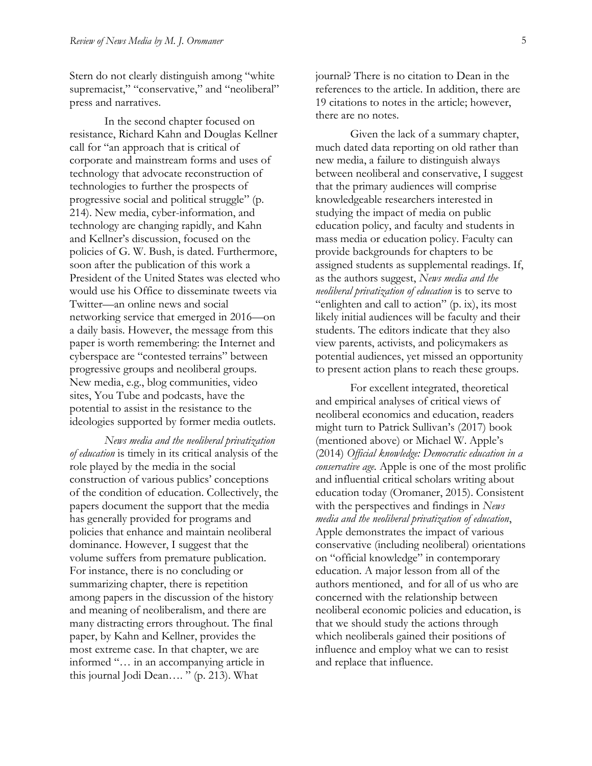Stern do not clearly distinguish among "white supremacist," "conservative," and "neoliberal" press and narratives.

In the second chapter focused on resistance, Richard Kahn and Douglas Kellner call for "an approach that is critical of corporate and mainstream forms and uses of technology that advocate reconstruction of technologies to further the prospects of progressive social and political struggle" (p. 214). New media, cyber-information, and technology are changing rapidly, and Kahn and Kellner's discussion, focused on the policies of G. W. Bush, is dated. Furthermore, soon after the publication of this work a President of the United States was elected who would use his Office to disseminate tweets via Twitter—an online news and social networking service that emerged in 2016—on a daily basis. However, the message from this paper is worth remembering: the Internet and cyberspace are "contested terrains" between progressive groups and neoliberal groups. New media, e.g., blog communities, video sites, You Tube and podcasts, have the potential to assist in the resistance to the ideologies supported by former media outlets.

*News media and the neoliberal privatization of education* is timely in its critical analysis of the role played by the media in the social construction of various publics' conceptions of the condition of education. Collectively, the papers document the support that the media has generally provided for programs and policies that enhance and maintain neoliberal dominance. However, I suggest that the volume suffers from premature publication. For instance, there is no concluding or summarizing chapter, there is repetition among papers in the discussion of the history and meaning of neoliberalism, and there are many distracting errors throughout. The final paper, by Kahn and Kellner, provides the most extreme case. In that chapter, we are informed "… in an accompanying article in this journal Jodi Dean…. " (p. 213). What journal? There is no citation to Dean in the references to the article. In addition, there are 19 citations to notes in the article; however, there are no notes.

Given the lack of a summary chapter, much dated data reporting on old rather than new media, a failure to distinguish always between neoliberal and conservative, I suggest that the primary audiences will comprise knowledgeable researchers interested in studying the impact of media on public education policy, and faculty and students in mass media or education policy. Faculty can provide backgrounds for chapters to be assigned students as supplemental readings. If, as the authors suggest, *News media and the neoliberal privatization of education* is to serve to "enlighten and call to action" (p. ix), its most likely initial audiences will be faculty and their students. The editors indicate that they also view parents, activists, and policymakers as potential audiences, yet missed an opportunity to present action plans to reach these groups.

For excellent integrated, theoretical and empirical analyses of critical views of neoliberal economics and education, readers might turn to Patrick Sullivan's (2017) book (mentioned above) or Michael W. Apple's (2014) *Official knowledge: Democratic education in a conservative age*. Apple is one of the most prolific and influential critical scholars writing about education today (Oromaner, 2015). Consistent with the perspectives and findings in *News media and the neoliberal privatization of education*, Apple demonstrates the impact of various conservative (including neoliberal) orientations on "official knowledge" in contemporary education. A major lesson from all of the authors mentioned, and for all of us who are concerned with the relationship between neoliberal economic policies and education, is that we should study the actions through which neoliberals gained their positions of influence and employ what we can to resist and replace that influence.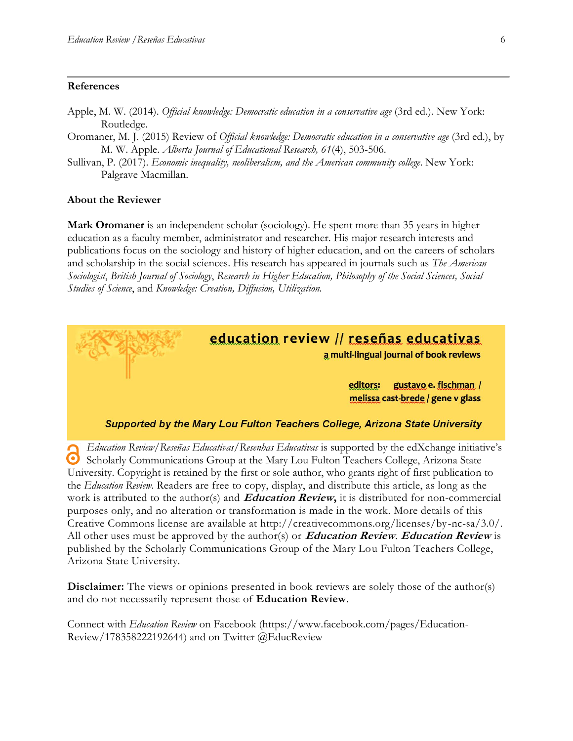## References

Apple, M. W. (2014). *Official knowledge: Democratic education in a conservative age* (3rd ed.). New York: Routledge.

Oromaner, M. J. (2015) Review of *Official knowledge: Democratic education in a conservative age* (3rd ed.), by M. W. Apple. *Alberta Journal of Educational Research, 61*(4), 503-506.

Sullivan, P. (2017). *Economic inequality, neoliberalism, and the American community college*. New York: Palgrave Macmillan.

## About the Reviewer

**Mark Oromaner** is an independent scholar (sociology). He spent more than 35 years in higher education as a faculty member, administrator and researcher. His major research interests and publications focus on the sociology and history of higher education, and on the careers of scholars and scholarship in the social sciences. His research has appeared in journals such as *The American Sociologist*, *British Journal of Sociology*, *Research in Higher Education, Philosophy of the Social Sciences, Social Studies of Science*, and *Knowledge: Creation, Diffusion, Utilization.*

**education review // reseñas educativas**

**a multi-lingual journal of book reviews**

**editors: gustavo e. fischman / melissa cast-brede / gene v glass**

***Supported by the Mary Lou Fulton Teachers College, Arizona State University***

*Education Review/Reseñas Educativas/Resenhas Educativas* is supported by the edXchange initiative's Scholarly Communications Group at the Mary Lou Fulton Teachers College, Arizona State University. Copyright is retained by the first or sole author, who grants right of first publication to the *Education Review*. Readers are free to copy, display, and distribute this article, as long as the work is attributed to the author(s) and ***Education Review*,** it is distributed for non-commercial purposes only, and no alteration or transformation is made in the work. More details of this Creative Commons license are available at http://creativecommons.org/licenses/by-nc-sa/3.0/. All other uses must be approved by the author(s) or ***Education Review***. ***Education Review*** is published by the Scholarly Communications Group of the Mary Lou Fulton Teachers College, Arizona State University.

**Disclaimer:** The views or opinions presented in book reviews are solely those of the author(s) and do not necessarily represent those of **Education Review**.

Connect with *Education Review* on Facebook (https://www.facebook.com/pages/Education-Review/178358222192644) and on Twitter @EducReview